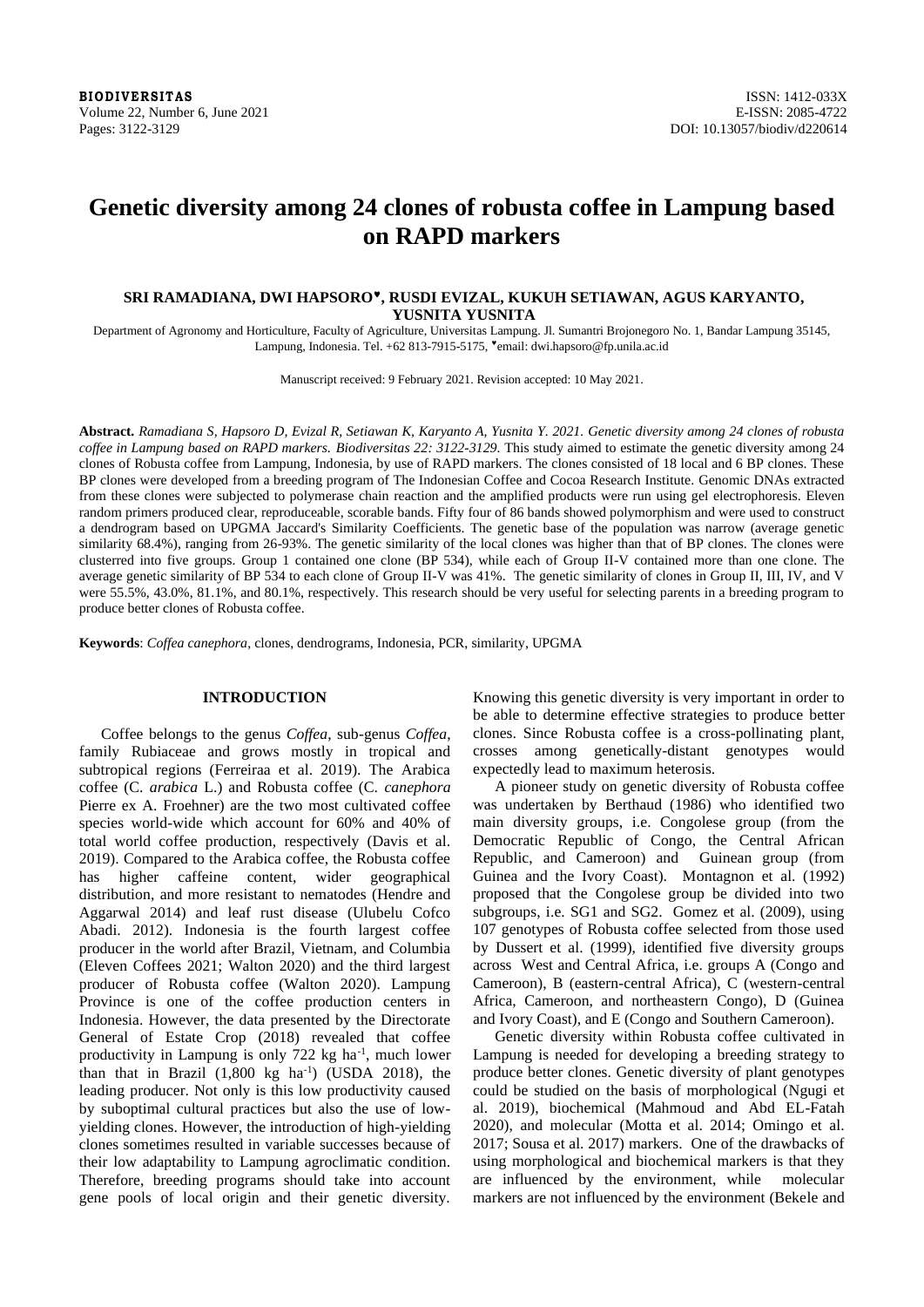# Genetic diversity among 24 clones of robusta coffee in Lampung based on RAPD markers

**SRI RAMADIANA, DWI HAPSORO♥, RUSDI EVIZAL, KUKUH SETIAWAN, AGUS KARYANTO, YUSNITA YUSNITA**

Department of Agronomy and Horticulture, Faculty of Agriculture, Universitas Lampung. Jl. Sumantri Brojonegoro No. 1, Bandar Lampung 35145, Lampung, Indonesia. Tel. +62 813-7915-5175, ♥email: dwi.hapsoro@fp.unila.ac.id

Manuscript received: 9 February 2021. Revision accepted: 10 May 2021.

**Abstract.** *Ramadiana S, Hapsoro D, Evizal R, Setiawan K, Karyanto A, Yusnita Y. 2021. Genetic diversity among 24 clones of robusta coffee in Lampung based on RAPD markers. Biodiversitas 22: 3122-3129.* This study aimed to estimate the genetic diversity among 24 clones of Robusta coffee from Lampung, Indonesia, by use of RAPD markers. The clones consisted of 18 local and 6 BP clones. These BP clones were developed from a breeding program of The Indonesian Coffee and Cocoa Research Institute. Genomic DNAs extracted from these clones were subjected to polymerase chain reaction and the amplified products were run using gel electrophoresis. Eleven random primers produced clear, reproduceable, scorable bands. Fifty four of 86 bands showed polymorphism and were used to construct a dendrogram based on UPGMA Jaccard's Similarity Coefficients. The genetic base of the population was narrow (average genetic similarity 68.4%), ranging from 26-93%. The genetic similarity of the local clones was higher than that of BP clones. The clones were clusterred into five groups. Group 1 contained one clone (BP 534), while each of Group II-V contained more than one clone. The average genetic similarity of BP 534 to each clone of Group II-V was 41%. The genetic similarity of clones in Group II, III, IV, and V were 55.5%, 43.0%, 81.1%, and 80.1%, respectively. This research should be very useful for selecting parents in a breeding program to produce better clones of Robusta coffee.

**Keywords**: *Coffea canephora*, clones, dendrograms, Indonesia, PCR, similarity, UPGMA

## INTRODUCTION

Coffee belongs to the genus *Coffea*, sub-genus *Coffea*, family Rubiaceae and grows mostly in tropical and subtropical regions (Ferreiraa et al. 2019). The Arabica coffee (C. *arabica* L.) and Robusta coffee (C. *canephora* Pierre ex A. Froehner) are the two most cultivated coffee species world-wide which account for 60% and 40% of total world coffee production, respectively (Davis et al. 2019). Compared to the Arabica coffee, the Robusta coffee has higher caffeine content, wider geographical distribution, and more resistant to nematodes (Hendre and Aggarwal 2014) and leaf rust disease (Ulubelu Cofco Abadi. 2012). Indonesia is the fourth largest coffee producer in the world after Brazil, Vietnam, and Columbia (Eleven Coffees 2021; Walton 2020) and the third largest producer of Robusta coffee (Walton 2020). Lampung Province is one of the coffee production centers in Indonesia. However, the data presented by the Directorate General of Estate Crop (2018) revealed that coffee productivity in Lampung is only 722 kg ha$^{-1}$, much lower than that in Brazil (1,800 kg ha$^{-1}$) (USDA 2018), the leading producer. Not only is this low productivity caused by suboptimal cultural practices but also the use of low-yielding clones. However, the introduction of high-yielding clones sometimes resulted in variable successes because of their low adaptability to Lampung agroclimatic condition. Therefore, breeding programs should take into account gene pools of local origin and their genetic diversity. Knowing this genetic diversity is very important in order to be able to determine effective strategies to produce better clones. Since Robusta coffee is a cross-pollinating plant, crosses among genetically-distant genotypes would expectedly lead to maximum heterosis.

A pioneer study on genetic diversity of Robusta coffee was undertaken by Berthaud (1986) who identified two main diversity groups, i.e. Congolese group (from the Democratic Republic of Congo, the Central African Republic, and Cameroon) and Guinean group (from Guinea and the Ivory Coast). Montagnon et al. (1992) proposed that the Congolese group be divided into two subgroups, i.e. SG1 and SG2. Gomez et al. (2009), using 107 genotypes of Robusta coffee selected from those used by Dussert et al. (1999), identified five diversity groups across West and Central Africa, i.e. groups A (Congo and Cameroon), B (eastern-central Africa), C (western-central Africa, Cameroon, and northeastern Congo), D (Guinea and Ivory Coast), and E (Congo and Southern Cameroon).

Genetic diversity within Robusta coffee cultivated in Lampung is needed for developing a breeding strategy to produce better clones. Genetic diversity of plant genotypes could be studied on the basis of morphological (Ngugi et al. 2019), biochemical (Mahmoud and Abd EL-Fatah 2020), and molecular (Motta et al. 2014; Omingo et al. 2017; Sousa et al. 2017) markers. One of the drawbacks of using morphological and biochemical markers is that they are influenced by the environment, while molecular markers are not influenced by the environment (Bekele and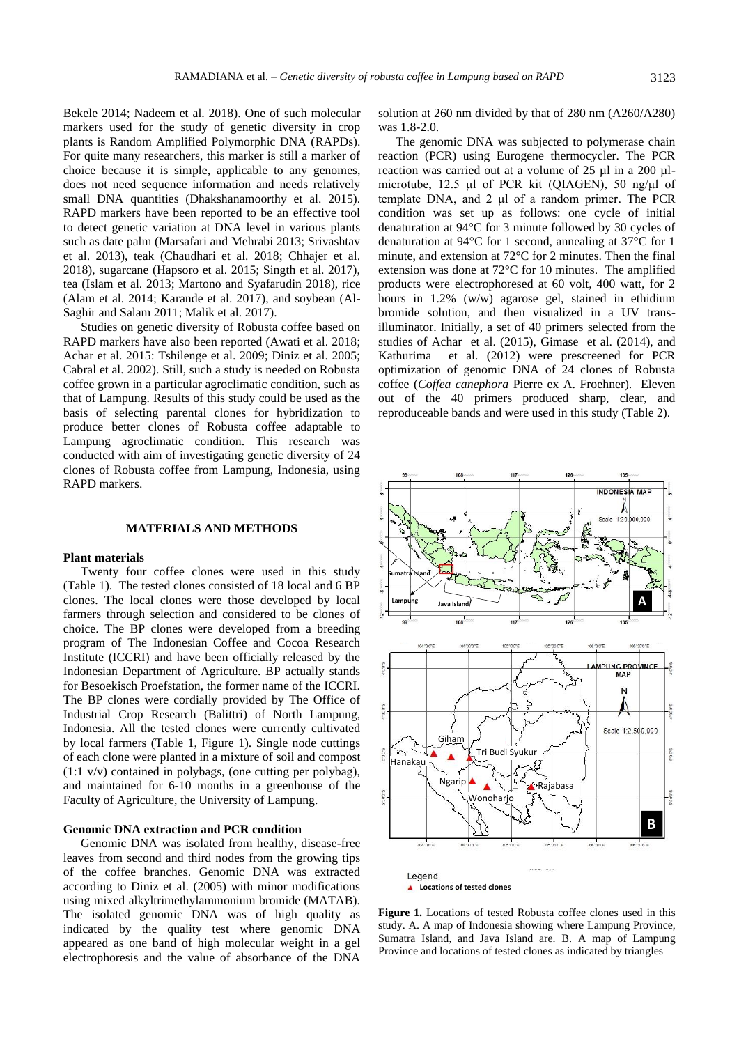Bekele 2014; Nadeem et al. 2018). One of such molecular markers used for the study of genetic diversity in crop plants is Random Amplified Polymorphic DNA (RAPDs). For quite many researchers, this marker is still a marker of choice because it is simple, applicable to any genomes, does not need sequence information and needs relatively small DNA quantities (Dhakshanamoorthy et al. 2015). RAPD markers have been reported to be an effective tool to detect genetic variation at DNA level in various plants such as date palm (Marsafari and Mehrabi 2013; Srivashtav et al. 2013), teak (Chaudhari et al. 2018; Chhajer et al. 2018), sugarcane (Hapsoro et al. 2015; Singth et al. 2017), tea (Islam et al. 2013; Martono and Syafarudin 2018), rice (Alam et al. 2014; Karande et al. 2017), and soybean (Al-Saghir and Salam 2011; Malik et al. 2017).

Studies on genetic diversity of Robusta coffee based on RAPD markers have also been reported (Awati et al. 2018; Achar et al. 2015: Tshilenge et al. 2009; Diniz et al. 2005; Cabral et al. 2002). Still, such a study is needed on Robusta coffee grown in a particular agroclimatic condition, such as that of Lampung. Results of this study could be used as the basis of selecting parental clones for hybridization to produce better clones of Robusta coffee adaptable to Lampung agroclimatic condition. This research was conducted with aim of investigating genetic diversity of 24 clones of Robusta coffee from Lampung, Indonesia, using RAPD markers.

## MATERIALS AND METHODS

### Plant materials

Twenty four coffee clones were used in this study (Table 1). The tested clones consisted of 18 local and 6 BP clones. The local clones were those developed by local farmers through selection and considered to be clones of choice. The BP clones were developed from a breeding program of The Indonesian Coffee and Cocoa Research Institute (ICCRI) and have been officially released by the Indonesian Department of Agriculture. BP actually stands for Besoekisch Proefstation, the former name of the ICCRI. The BP clones were cordially provided by The Office of Industrial Crop Research (Balittri) of North Lampung, Indonesia. All the tested clones were currently cultivated by local farmers (Table 1, Figure 1). Single node cuttings of each clone were planted in a mixture of soil and compost (1:1 v/v) contained in polybags, (one cutting per polybag), and maintained for 6-10 months in a greenhouse of the Faculty of Agriculture, the University of Lampung.

### Genomic DNA extraction and PCR condition

Genomic DNA was isolated from healthy, disease-free leaves from second and third nodes from the growing tips of the coffee branches. Genomic DNA was extracted according to Diniz et al. (2005) with minor modifications using mixed alkyltrimethylammonium bromide (MATAB). The isolated genomic DNA was of high quality as indicated by the quality test where genomic DNA appeared as one band of high molecular weight in a gel electrophoresis and the value of absorbance of the DNA solution at 260 nm divided by that of 280 nm (A260/A280) was 1.8-2.0.

The genomic DNA was subjected to polymerase chain reaction (PCR) using Eurogene thermocycler. The PCR reaction was carried out at a volume of 25 µl in a 200 µl-microtube, 12.5 µl of PCR kit (QIAGEN), 50 ng/µl of template DNA, and 2 µl of a random primer. The PCR condition was set up as follows: one cycle of initial denaturation at 94°C for 3 minute followed by 30 cycles of denaturation at 94°C for 1 second, annealing at 37°C for 1 minute, and extension at 72°C for 2 minutes. Then the final extension was done at 72°C for 10 minutes. The amplified products were electrophoresed at 60 volt, 400 watt, for 2 hours in 1.2% (w/w) agarose gel, stained in ethidium bromide solution, and then visualized in a UV trans-illuminator. Initially, a set of 40 primers selected from the studies of Achar et al. (2015), Gimase et al. (2014), and Kathurima et al. (2012) were prescreened for PCR optimization of genomic DNA of 24 clones of Robusta coffee (*Coffea canephora* Pierre ex A. Froehner). Eleven out of the 40 primers produced sharp, clear, and reproduceable bands and were used in this study (Table 2).

**Figure 1.** Locations of tested Robusta coffee clones used in this study. A. A map of Indonesia showing where Lampung Province, Sumatra Island, and Java Island are. B. A map of Lampung Province and locations of tested clones as indicated by triangles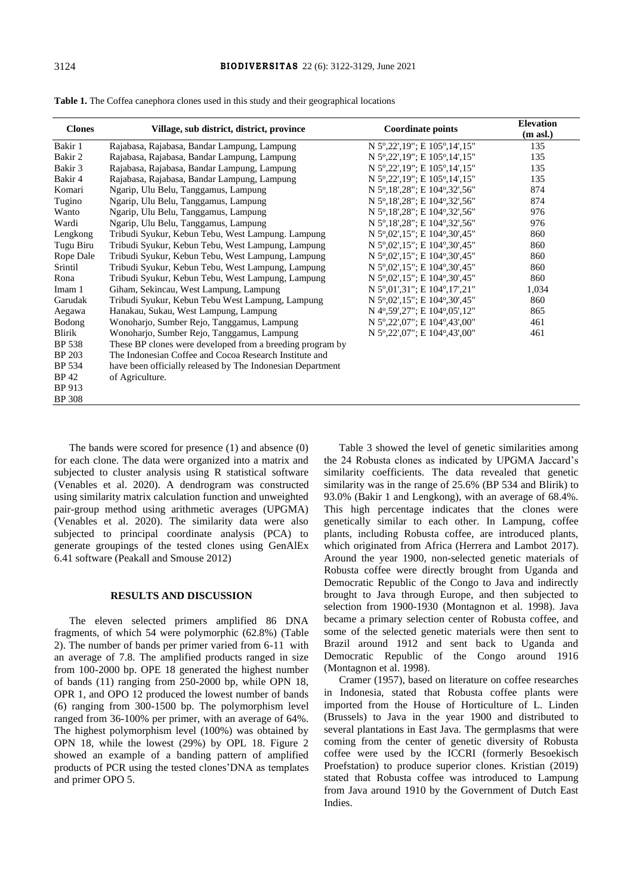**Table 1.** The Coffea canephora clones used in this study and their geographical locations

| Clones | Village, sub district, district, province | Coordinate points | Elevation (m asl.) |
|---|---|---|---|
| Bakir 1 | Rajabasa, Rajabasa, Bandar Lampung, Lampung | N 5º,22',19"; E 105º,14',15" | 135 |
| Bakir 2 | Rajabasa, Rajabasa, Bandar Lampung, Lampung | N 5º,22',19"; E 105º,14',15" | 135 |
| Bakir 3 | Rajabasa, Rajabasa, Bandar Lampung, Lampung | N 5º,22',19"; E 105º,14',15" | 135 |
| Bakir 4 | Rajabasa, Rajabasa, Bandar Lampung, Lampung | N 5º,22',19"; E 105º,14',15" | 135 |
| Komari | Ngarip, Ulu Belu, Tanggamus, Lampung | N 5º,18',28"; E 104º,32',56" | 874 |
| Tugino | Ngarip, Ulu Belu, Tanggamus, Lampung | N 5º,18',28"; E 104º,32',56" | 874 |
| Wanto | Ngarip, Ulu Belu, Tanggamus, Lampung | N 5º,18',28"; E 104º,32',56" | 976 |
| Wardi | Ngarip, Ulu Belu, Tanggamus, Lampung | N 5º,18',28"; E 104º,32',56" | 976 |
| Lengkong | Tribudi Syukur, Kebun Tebu, West Lampung. Lampung | N 5º,02',15"; E 104º,30',45" | 860 |
| Tugu Biru | Tribudi Syukur, Kebun Tebu, West Lampung, Lampung | N 5º,02',15"; E 104º,30',45" | 860 |
| Rope Dale | Tribudi Syukur, Kebun Tebu, West Lampung, Lampung | N 5º,02',15"; E 104º,30',45" | 860 |
| Srintil | Tribudi Syukur, Kebun Tebu, West Lampung, Lampung | N 5º,02',15"; E 104º,30',45" | 860 |
| Rona | Tribudi Syukur, Kebun Tebu, West Lampung, Lampung | N 5º,02',15"; E 104º,30',45" | 860 |
| Imam 1 | Giham, Sekincau, West Lampung, Lampung | N 5º,01',31"; E 104º,17',21" | 1,034 |
| Garudak | Tribudi Syukur, Kebun Tebu West Lampung, Lampung | N 5º,02',15"; E 104º,30',45" | 860 |
| Aegawa | Hanakau, Sukau, West Lampung, Lampung | N 4º,59',27"; E 104º,05',12" | 865 |
| Bodong | Wonoharjo, Sumber Rejo, Tanggamus, Lampung | N 5º,22',07"; E 104º,43',00" | 461 |
| Blirik | Wonoharjo, Sumber Rejo, Tanggamus, Lampung | N 5º,22',07"; E 104º,43',00" | 461 |
| BP 538 | These BP clones were developed from a breeding program by | | |
| BP 203 | The Indonesian Coffee and Cocoa Research Institute and | | |
| BP 534 | have been officially released by The Indonesian Department | | |
| BP 42 | of Agriculture. | | |
| BP 913 | | | |
| BP 308 | | | |

The bands were scored for presence (1) and absence (0) for each clone. The data were organized into a matrix and subjected to cluster analysis using R statistical software (Venables et al. 2020). A dendrogram was constructed using similarity matrix calculation function and unweighted pair-group method using arithmetic averages (UPGMA) (Venables et al. 2020). The similarity data were also subjected to principal coordinate analysis (PCA) to generate groupings of the tested clones using GenAlEx 6.41 software (Peakall and Smouse 2012)

## RESULTS AND DISCUSSION

The eleven selected primers amplified 86 DNA fragments, of which 54 were polymorphic (62.8%) (Table 2). The number of bands per primer varied from 6-11 with an average of 7.8. The amplified products ranged in size from 100-2000 bp. OPE 18 generated the highest number of bands (11) ranging from 250-2000 bp, while OPN 18, OPR 1, and OPO 12 produced the lowest number of bands (6) ranging from 300-1500 bp. The polymorphism level ranged from 36-100% per primer, with an average of 64%. The highest polymorphism level (100%) was obtained by OPN 18, while the lowest (29%) by OPL 18. Figure 2 showed an example of a banding pattern of amplified products of PCR using the tested clones'DNA as templates and primer OPO 5.

Table 3 showed the level of genetic similarities among the 24 Robusta clones as indicated by UPGMA Jaccard's similarity coefficients. The data revealed that genetic similarity was in the range of 25.6% (BP 534 and Blirik) to 93.0% (Bakir 1 and Lengkong), with an average of 68.4%. This high percentage indicates that the clones were genetically similar to each other. In Lampung, coffee plants, including Robusta coffee, are introduced plants, which originated from Africa (Herrera and Lambot 2017). Around the year 1900, non-selected genetic materials of Robusta coffee were directly brought from Uganda and Democratic Republic of the Congo to Java and indirectly brought to Java through Europe, and then subjected to selection from 1900-1930 (Montagnon et al. 1998). Java became a primary selection center of Robusta coffee, and some of the selected genetic materials were then sent to Brazil around 1912 and sent back to Uganda and Democratic Republic of the Congo around 1916 (Montagnon et al. 1998).

Cramer (1957), based on literature on coffee researches in Indonesia, stated that Robusta coffee plants were imported from the House of Horticulture of L. Linden (Brussels) to Java in the year 1900 and distributed to several plantations in East Java. The germplasms that were coming from the center of genetic diversity of Robusta coffee were used by the ICCRI (formerly Besoekisch Proefstation) to produce superior clones. Kristian (2019) stated that Robusta coffee was introduced to Lampung from Java around 1910 by the Government of Dutch East Indies.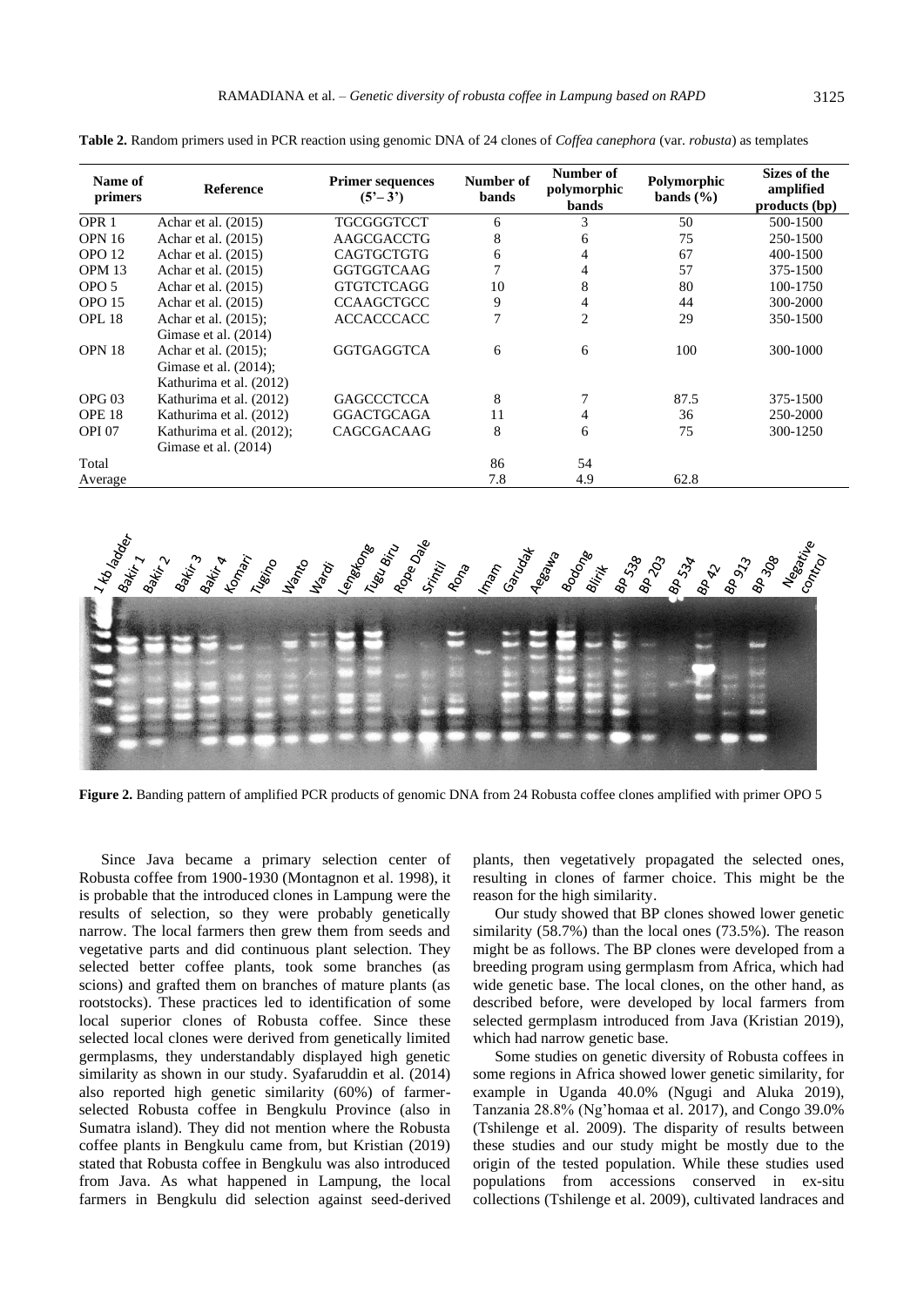**Table 2.** Random primers used in PCR reaction using genomic DNA of 24 clones of *Coffea canephora* (var. *robusta*) as templates

| Name of primers | Reference | Primer sequences (5'– 3') | Number of bands | Number of polymorphic bands | Polymorphic bands (%) | Sizes of the amplified products (bp) |
|---|---|---|---|---|---|---|
| OPR 1 | Achar et al. (2015) | TGCGGGTCCT | 6 | 3 | 50 | 500-1500 |
| OPN 16 | Achar et al. (2015) | AAGCGACCTG | 8 | 6 | 75 | 250-1500 |
| OPO 12 | Achar et al. (2015) | CAGTGCTGTG | 6 | 4 | 67 | 400-1500 |
| OPM 13 | Achar et al. (2015) | GGTGGTCAAG | 7 | 4 | 57 | 375-1500 |
| OPO 5 | Achar et al. (2015) | GTGTCTCAGG | 10 | 8 | 80 | 100-1750 |
| OPO 15 | Achar et al. (2015) | CCAAGCTGCC | 9 | 4 | 44 | 300-2000 |
| OPL 18 | Achar et al. (2015); Gimase et al. (2014) | ACCACCCACC | 7 | 2 | 29 | 350-1500 |
| OPN 18 | Achar et al. (2015); Gimase et al. (2014); Kathurima et al. (2012) | GGTGAGGTCA | 6 | 6 | 100 | 300-1000 |
| OPG 03 | Kathurima et al. (2012) | GAGCCCTCCA | 8 | 7 | 87.5 | 375-1500 |
| OPE 18 | Kathurima et al. (2012) | GGACTGCAGA | 11 | 4 | 36 | 250-2000 |
| OPI 07 | Kathurima et al. (2012); Gimase et al. (2014) | CAGCGACAAG | 8 | 6 | 75 | 300-1250 |
| Total | | | 86 | 54 | | |
| Average | | | 7.8 | 4.9 | 62.8 | |

**Figure 2.** Banding pattern of amplified PCR products of genomic DNA from 24 Robusta coffee clones amplified with primer OPO 5

Since Java became a primary selection center of Robusta coffee from 1900-1930 (Montagnon et al. 1998), it is probable that the introduced clones in Lampung were the results of selection, so they were probably genetically narrow. The local farmers then grew them from seeds and vegetative parts and did continuous plant selection. They selected better coffee plants, took some branches (as scions) and grafted them on branches of mature plants (as rootstocks). These practices led to identification of some local superior clones of Robusta coffee. Since these selected local clones were derived from genetically limited germplasms, they understandably displayed high genetic similarity as shown in our study. Syafaruddin et al. (2014) also reported high genetic similarity (60%) of farmer-selected Robusta coffee in Bengkulu Province (also in Sumatra island). They did not mention where the Robusta coffee plants in Bengkulu came from, but Kristian (2019) stated that Robusta coffee in Bengkulu was also introduced from Java. As what happened in Lampung, the local farmers in Bengkulu did selection against seed-derived plants, then vegetatively propagated the selected ones, resulting in clones of farmer choice. This might be the reason for the high similarity.

Our study showed that BP clones showed lower genetic similarity (58.7%) than the local ones (73.5%). The reason might be as follows. The BP clones were developed from a breeding program using germplasm from Africa, which had wide genetic base. The local clones, on the other hand, as described before, were developed by local farmers from selected germplasm introduced from Java (Kristian 2019), which had narrow genetic base.

Some studies on genetic diversity of Robusta coffees in some regions in Africa showed lower genetic similarity, for example in Uganda 40.0% (Ngugi and Aluka 2019), Tanzania 28.8% (Ng'homaa et al. 2017), and Congo 39.0% (Tshilenge et al. 2009). The disparity of results between these studies and our study might be mostly due to the origin of the tested population. While these studies used populations from accessions conserved in ex-situ collections (Tshilenge et al. 2009), cultivated landraces and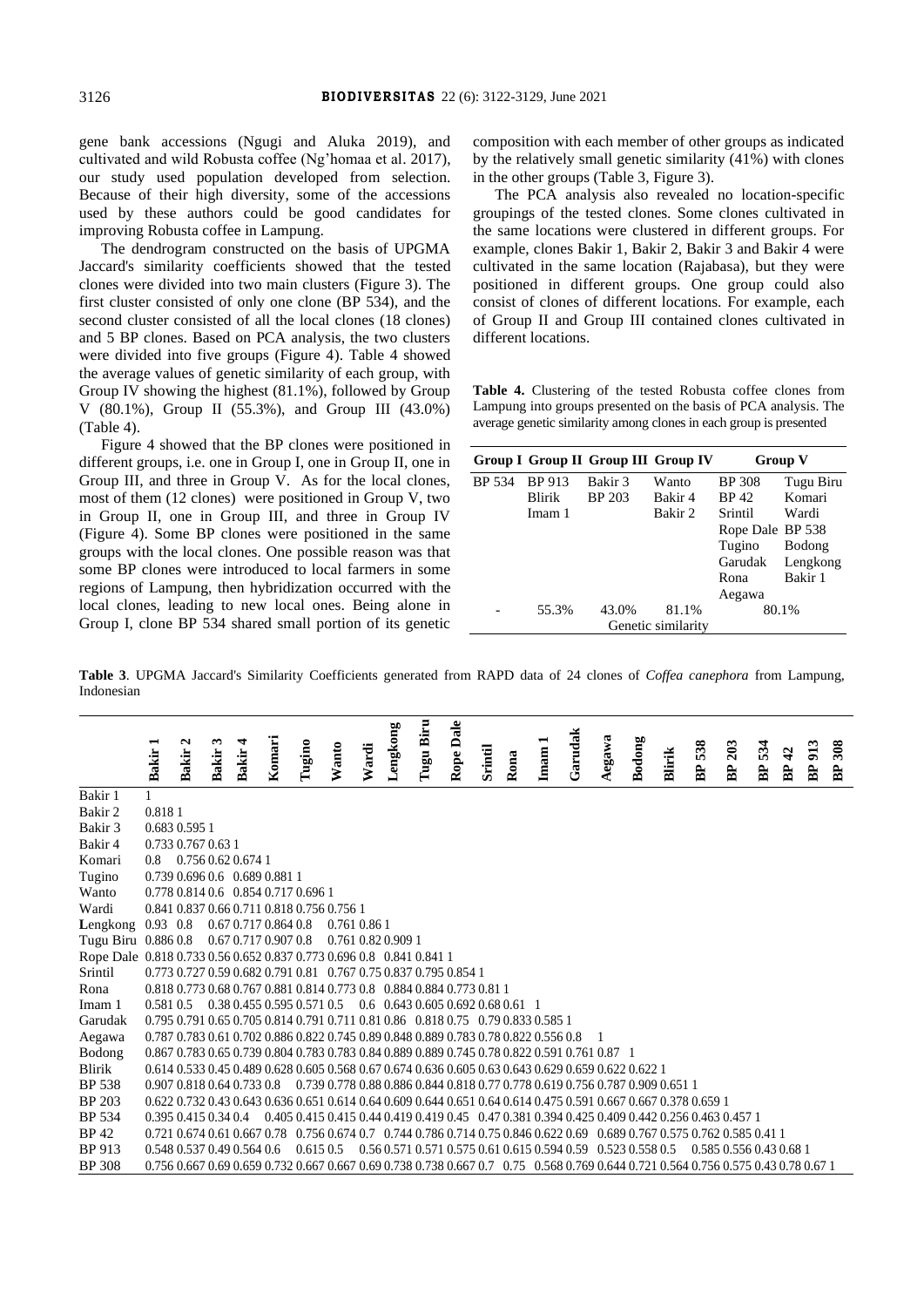gene bank accessions (Ngugi and Aluka 2019), and cultivated and wild Robusta coffee (Ng'homaa et al. 2017), our study used population developed from selection. Because of their high diversity, some of the accessions used by these authors could be good candidates for improving Robusta coffee in Lampung.

The dendrogram constructed on the basis of UPGMA Jaccard's similarity coefficients showed that the tested clones were divided into two main clusters (Figure 3). The first cluster consisted of only one clone (BP 534), and the second cluster consisted of all the local clones (18 clones) and 5 BP clones. Based on PCA analysis, the two clusters were divided into five groups (Figure 4). Table 4 showed the average values of genetic similarity of each group, with Group IV showing the highest (81.1%), followed by Group V (80.1%), Group II (55.3%), and Group III (43.0%) (Table 4).

Figure 4 showed that the BP clones were positioned in different groups, i.e. one in Group I, one in Group II, one in Group III, and three in Group V. As for the local clones, most of them (12 clones) were positioned in Group V, two in Group II, one in Group III, and three in Group IV (Figure 4). Some BP clones were positioned in the same groups with the local clones. One possible reason was that some BP clones were introduced to local farmers in some regions of Lampung, then hybridization occurred with the local clones, leading to new local ones. Being alone in Group I, clone BP 534 shared small portion of its genetic composition with each member of other groups as indicated by the relatively small genetic similarity (41%) with clones in the other groups (Table 3, Figure 3).

The PCA analysis also revealed no location-specific groupings of the tested clones. Some clones cultivated in the same locations were clustered in different groups. For example, clones Bakir 1, Bakir 2, Bakir 3 and Bakir 4 were cultivated in the same location (Rajabasa), but they were positioned in different groups. One group could also consist of clones of different locations. For example, each of Group II and Group III contained clones cultivated in different locations.

**Table 4.** Clustering of the tested Robusta coffee clones from Lampung into groups presented on the basis of PCA analysis. The average genetic similarity among clones in each group is presented

| Group I | Group II | Group III | Group IV | Group V | |
|---|---|---|---|---|---|
| BP 534 | BP 913 | Bakir 3 | Wanto | BP 308 | Tugu Biru |
| | Blirik | BP 203 | Bakir 4 | BP 42 | Komari |
| | Imam 1 | | Bakir 2 | Srintil | Wardi |
| | | | | Rope Dale | BP 538 |
| | | | | Tugino | Bodong |
| | | | | Garudak | Lengkong |
| | | | | Rona | Bakir 1 |
| | | | | Aegawa | |
| - | 55.3% | 43.0% | 81.1% | 80.1% | |
| | | Genetic similarity | | | |

**Table 3**. UPGMA Jaccard's Similarity Coefficients generated from RAPD data of 24 clones of *Coffea canephora* from Lampung, Indonesian

| | Bakir 1 | Bakir 2 | Bakir 3 | Bakir 4 | Komari | Tugino | Wanto | Wardi | Lengkong | Tugu Biru | Rope Dale | Srintil | Rona | Imam 1 | Garudak | Aegawa | Bodong | Blirik | BP 538 | BP 203 | BP 534 | BP 42 | BP 913 | BP 308 |
|---|---|---|---|---|---|---|---|---|---|---|---|---|---|---|---|---|---|---|---|---|---|---|---|---|
| Bakir 1 | 1 | | | | | | | | | | | | | | | | | | | | | | | |
| Bakir 2 | 0.818 | 1 | | | | | | | | | | | | | | | | | | | | | | |
| Bakir 3 | 0.683 | 0.595 | 1 | | | | | | | | | | | | | | | | | | | | | |
| Bakir 4 | 0.733 | 0.767 | 0.63 | 1 | | | | | | | | | | | | | | | | | | | | |
| Komari | 0.8 | 0.756 | 0.62 | 0.674 | 1 | | | | | | | | | | | | | | | | | | | |
| Tugino | 0.739 | 0.696 | 0.6 | 0.689 | 0.881 | 1 | | | | | | | | | | | | | | | | | | |
| Wanto | 0.778 | 0.814 | 0.6 | 0.854 | 0.717 | 0.696 | 1 | | | | | | | | | | | | | | | | | |
| Wardi | 0.841 | 0.837 | 0.66 | 0.711 | 0.818 | 0.756 | 0.756 | 1 | | | | | | | | | | | | | | | | |
| Lengkong | 0.93 | 0.8 | 0.67 | 0.717 | 0.864 | 0.8 | 0.761 | 0.86 | 1 | | | | | | | | | | | | | | | |
| Tugu Biru | 0.886 | 0.8 | 0.67 | 0.717 | 0.907 | 0.8 | 0.761 | 0.82 | 0.909 | 1 | | | | | | | | | | | | | | |
| Rope Dale | 0.818 | 0.733 | 0.56 | 0.652 | 0.837 | 0.773 | 0.696 | 0.8 | 0.841 | 0.841 | 1 | | | | | | | | | | | | | |
| Srintil | 0.773 | 0.727 | 0.59 | 0.682 | 0.791 | 0.81 | 0.767 | 0.75 | 0.837 | 0.795 | 0.854 | 1 | | | | | | | | | | | | |
| Rona | 0.818 | 0.773 | 0.68 | 0.767 | 0.881 | 0.814 | 0.773 | 0.8 | 0.884 | 0.884 | 0.773 | 0.81 | 1 | | | | | | | | | | | |
| Imam 1 | 0.581 | 0.5 | 0.38 | 0.455 | 0.595 | 0.571 | 0.5 | 0.6 | 0.643 | 0.605 | 0.692 | 0.68 | 0.61 | 1 | | | | | | | | | | |
| Garudak | 0.795 | 0.791 | 0.65 | 0.705 | 0.814 | 0.791 | 0.711 | 0.81 | 0.86 | 0.818 | 0.75 | 0.79 | 0.833 | 0.585 | 1 | | | | | | | | | |
| Aegawa | 0.787 | 0.783 | 0.61 | 0.702 | 0.886 | 0.822 | 0.745 | 0.89 | 0.848 | 0.889 | 0.783 | 0.78 | 0.822 | 0.556 | 0.8 | 1 | | | | | | | | |
| Bodong | 0.867 | 0.783 | 0.65 | 0.739 | 0.804 | 0.783 | 0.783 | 0.84 | 0.889 | 0.889 | 0.745 | 0.78 | 0.822 | 0.591 | 0.761 | 0.87 | 1 | | | | | | | |
| Blirik | 0.614 | 0.533 | 0.45 | 0.489 | 0.628 | 0.605 | 0.568 | 0.67 | 0.674 | 0.636 | 0.605 | 0.63 | 0.643 | 0.629 | 0.659 | 0.622 | 0.622 | 1 | | | | | | |
| BP 538 | 0.907 | 0.818 | 0.64 | 0.733 | 0.8 | 0.739 | 0.778 | 0.88 | 0.886 | 0.844 | 0.818 | 0.77 | 0.778 | 0.619 | 0.756 | 0.787 | 0.909 | 0.651 | 1 | | | | | |
| BP 203 | 0.622 | 0.732 | 0.43 | 0.643 | 0.636 | 0.651 | 0.614 | 0.64 | 0.609 | 0.644 | 0.651 | 0.64 | 0.614 | 0.475 | 0.591 | 0.667 | 0.667 | 0.378 | 0.659 | 1 | | | | |
| BP 534 | 0.395 | 0.415 | 0.34 | 0.4 | 0.405 | 0.415 | 0.415 | 0.44 | 0.419 | 0.419 | 0.45 | 0.47 | 0.381 | 0.394 | 0.425 | 0.409 | 0.442 | 0.256 | 0.463 | 0.457 | 1 | | | |
| BP 42 | 0.721 | 0.674 | 0.61 | 0.667 | 0.78 | 0.756 | 0.674 | 0.7 | 0.744 | 0.786 | 0.714 | 0.75 | 0.846 | 0.622 | 0.69 | 0.689 | 0.767 | 0.575 | 0.762 | 0.585 | 0.41 | 1 | | |
| BP 913 | 0.548 | 0.537 | 0.49 | 0.564 | 0.6 | 0.615 | 0.5 | 0.56 | 0.571 | 0.571 | 0.575 | 0.61 | 0.615 | 0.594 | 0.59 | 0.523 | 0.558 | 0.5 | 0.585 | 0.556 | 0.43 | 0.68 | 1 | |
| BP 308 | 0.756 | 0.667 | 0.69 | 0.659 | 0.732 | 0.667 | 0.667 | 0.69 | 0.738 | 0.738 | 0.667 | 0.7 | 0.75 | 0.568 | 0.769 | 0.644 | 0.721 | 0.564 | 0.756 | 0.575 | 0.43 | 0.78 | 0.67 | 1 |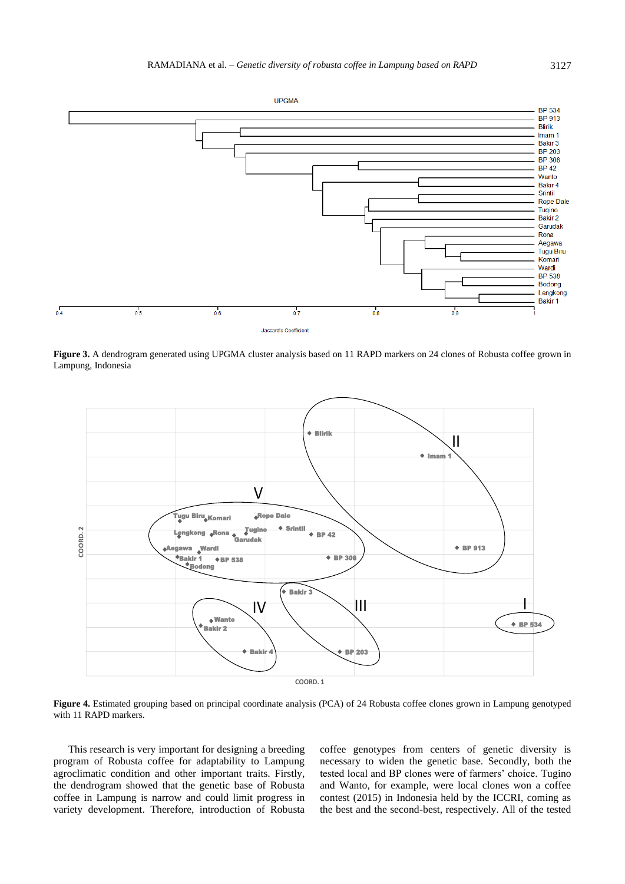**Figure 3.** A dendrogram generated using UPGMA cluster analysis based on 11 RAPD markers on 24 clones of Robusta coffee grown in Lampung, Indonesia

**Figure 4.** Estimated grouping based on principal coordinate analysis (PCA) of 24 Robusta coffee clones grown in Lampung genotyped with 11 RAPD markers.

This research is very important for designing a breeding program of Robusta coffee for adaptability to Lampung agroclimatic condition and other important traits. Firstly, the dendrogram showed that the genetic base of Robusta coffee in Lampung is narrow and could limit progress in variety development. Therefore, introduction of Robusta coffee genotypes from centers of genetic diversity is necessary to widen the genetic base. Secondly, both the tested local and BP clones were of farmers' choice. Tugino and Wanto, for example, were local clones won a coffee contest (2015) in Indonesia held by the ICCRI, coming as the best and the second-best, respectively. All of the tested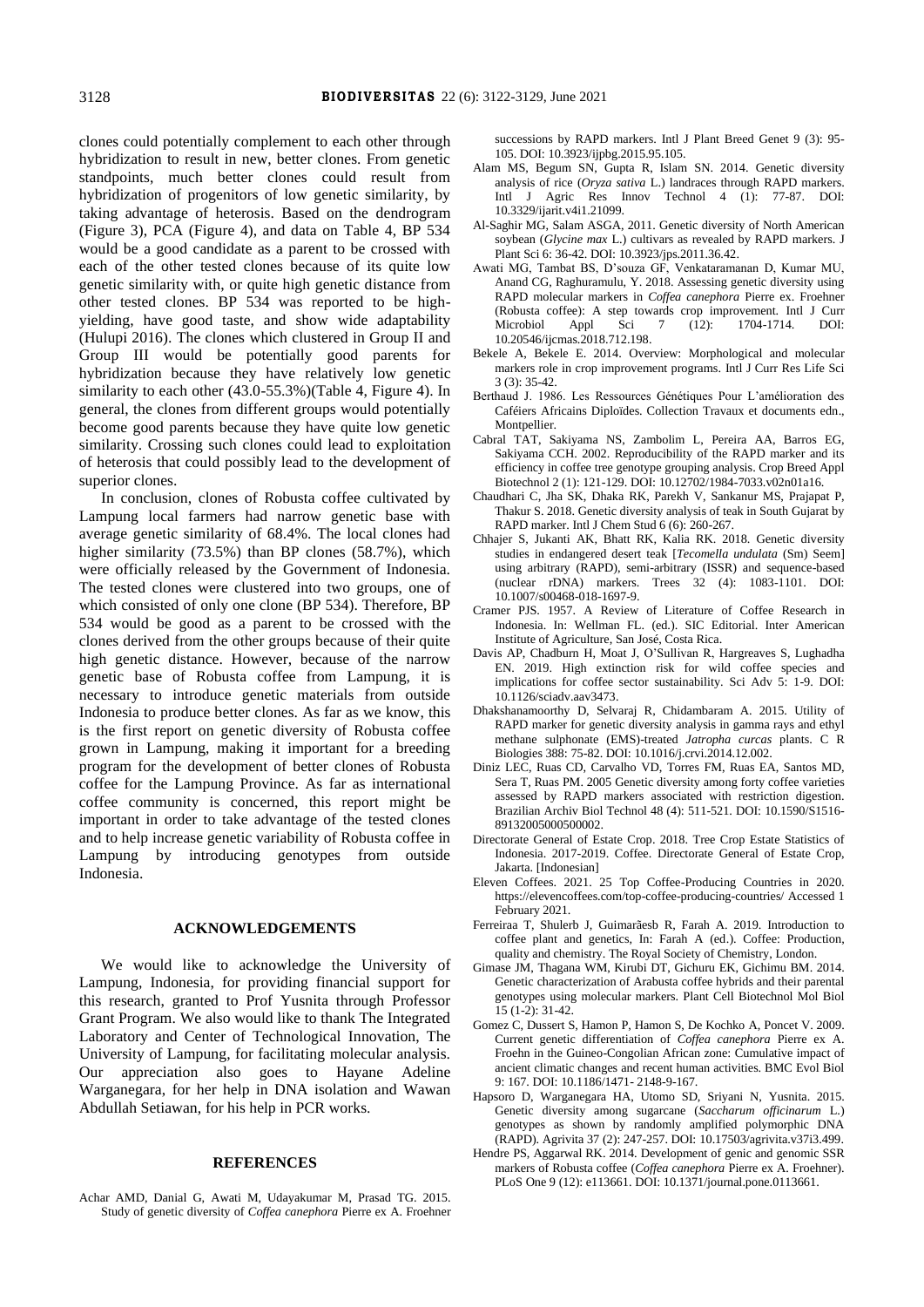clones could potentially complement to each other through hybridization to result in new, better clones. From genetic standpoints, much better clones could result from hybridization of progenitors of low genetic similarity, by taking advantage of heterosis. Based on the dendrogram (Figure 3), PCA (Figure 4), and data on Table 4, BP 534 would be a good candidate as a parent to be crossed with each of the other tested clones because of its quite low genetic similarity with, or quite high genetic distance from other tested clones. BP 534 was reported to be high-yielding, have good taste, and show wide adaptability (Hulupi 2016). The clones which clustered in Group II and Group III would be potentially good parents for hybridization because they have relatively low genetic similarity to each other (43.0-55.3%)(Table 4, Figure 4). In general, the clones from different groups would potentially become good parents because they have quite low genetic similarity. Crossing such clones could lead to exploitation of heterosis that could possibly lead to the development of superior clones.

In conclusion, clones of Robusta coffee cultivated by Lampung local farmers had narrow genetic base with average genetic similarity of 68.4%. The local clones had higher similarity (73.5%) than BP clones (58.7%), which were officially released by the Government of Indonesia. The tested clones were clustered into two groups, one of which consisted of only one clone (BP 534). Therefore, BP 534 would be good as a parent to be crossed with the clones derived from the other groups because of their quite high genetic distance. However, because of the narrow genetic base of Robusta coffee from Lampung, it is necessary to introduce genetic materials from outside Indonesia to produce better clones. As far as we know, this is the first report on genetic diversity of Robusta coffee grown in Lampung, making it important for a breeding program for the development of better clones of Robusta coffee for the Lampung Province. As far as international coffee community is concerned, this report might be important in order to take advantage of the tested clones and to help increase genetic variability of Robusta coffee in Lampung by introducing genotypes from outside Indonesia.

## ACKNOWLEDGEMENTS

We would like to acknowledge the University of Lampung, Indonesia, for providing financial support for this research, granted to Prof Yusnita through Professor Grant Program. We also would like to thank The Integrated Laboratory and Center of Technological Innovation, The University of Lampung, for facilitating molecular analysis. Our appreciation also goes to Hayane Adeline Warganegara, for her help in DNA isolation and Wawan Abdullah Setiawan, for his help in PCR works.

## REFERENCES

Achar AMD, Danial G, Awati M, Udayakumar M, Prasad TG. 2015. Study of genetic diversity of *Coffea canephora* Pierre ex A. Froehner successions by RAPD markers. Intl J Plant Breed Genet 9 (3): 95-105. DOI: 10.3923/ijpbg.2015.95.105.

Alam MS, Begum SN, Gupta R, Islam SN. 2014. Genetic diversity analysis of rice (*Oryza sativa* L.) landraces through RAPD markers. Intl J Agric Res Innov Technol 4 (1): 77-87. DOI: 10.3329/ijarit.v4i1.21099.

Al-Saghir MG, Salam ASGA, 2011. Genetic diversity of North American soybean (*Glycine max* L.) cultivars as revealed by RAPD markers. J Plant Sci 6: 36-42. DOI: 10.3923/jps.2011.36.42.

Awati MG, Tambat BS, D'souza GF, Venkataramanan D, Kumar MU, Anand CG, Raghuramulu, Y. 2018. Assessing genetic diversity using RAPD molecular markers in *Coffea canephora* Pierre ex. Froehner (Robusta coffee): A step towards crop improvement. Intl J Curr Microbiol Appl Sci 7 (12): 1704-1714. DOI: 10.20546/ijcmas.2018.712.198.

Bekele A, Bekele E. 2014. Overview: Morphological and molecular markers role in crop improvement programs. Intl J Curr Res Life Sci 3 (3): 35-42.

Berthaud J. 1986. Les Ressources Génétiques Pour L'amélioration des Caféiers Africains Diploïdes. Collection Travaux et documents edn., Montpellier.

Cabral TAT, Sakiyama NS, Zambolim L, Pereira AA, Barros EG, Sakiyama CCH. 2002. Reproducibility of the RAPD marker and its efficiency in coffee tree genotype grouping analysis. Crop Breed Appl Biotechnol 2 (1): 121-129. DOI: 10.12702/1984-7033.v02n01a16.

Chaudhari C, Jha SK, Dhaka RK, Parekh V, Sankanur MS, Prajapat P, Thakur S. 2018. Genetic diversity analysis of teak in South Gujarat by RAPD marker. Intl J Chem Stud 6 (6): 260-267.

Chhajer S, Jukanti AK, Bhatt RK, Kalia RK. 2018. Genetic diversity studies in endangered desert teak [*Tecomella undulata* (Sm) Seem] using arbitrary (RAPD), semi-arbitrary (ISSR) and sequence-based (nuclear rDNA) markers. Trees 32 (4): 1083-1101. DOI: 10.1007/s00468-018-1697-9.

Cramer PJS. 1957. A Review of Literature of Coffee Research in Indonesia. In: Wellman FL. (ed.). SIC Editorial. Inter American Institute of Agriculture, San José, Costa Rica.

Davis AP, Chadburn H, Moat J, O'Sullivan R, Hargreaves S, Lughadha EN. 2019. High extinction risk for wild coffee species and implications for coffee sector sustainability. Sci Adv 5: 1-9. DOI: 10.1126/sciadv.aav3473.

Dhakshanamoorthy D, Selvaraj R, Chidambaram A. 2015. Utility of RAPD marker for genetic diversity analysis in gamma rays and ethyl methane sulphonate (EMS)-treated *Jatropha curcas* plants. C R Biologies 388: 75-82. DOI: 10.1016/j.crvi.2014.12.002.

Diniz LEC, Ruas CD, Carvalho VD, Torres FM, Ruas EA, Santos MD, Sera T, Ruas PM. 2005 Genetic diversity among forty coffee varieties assessed by RAPD markers associated with restriction digestion. Brazilian Archiv Biol Technol 48 (4): 511-521. DOI: 10.1590/S1516-89132005000500002.

Directorate General of Estate Crop. 2018. Tree Crop Estate Statistics of Indonesia. 2017-2019. Coffee. Directorate General of Estate Crop, Jakarta. [Indonesian]

Eleven Coffees. 2021. 25 Top Coffee-Producing Countries in 2020. https://elevencoffees.com/top-coffee-producing-countries/ Accessed 1 February 2021.

Ferreiraa T, Shulerb J, Guimarãesb R, Farah A. 2019. Introduction to coffee plant and genetics, In: Farah A (ed.). Coffee: Production, quality and chemistry. The Royal Society of Chemistry, London.

Gimase JM, Thagana WM, Kirubi DT, Gichuru EK, Gichimu BM. 2014. Genetic characterization of Arabusta coffee hybrids and their parental genotypes using molecular markers. Plant Cell Biotechnol Mol Biol 15 (1-2): 31-42.

Gomez C, Dussert S, Hamon P, Hamon S, De Kochko A, Poncet V. 2009. Current genetic differentiation of *Coffea canephora* Pierre ex A. Froehn in the Guineo-Congolian African zone: Cumulative impact of ancient climatic changes and recent human activities. BMC Evol Biol 9: 167. DOI: 10.1186/1471- 2148-9-167.

Hapsoro D, Warganegara HA, Utomo SD, Sriyani N, Yusnita. 2015. Genetic diversity among sugarcane (*Saccharum officinarum* L.) genotypes as shown by randomly amplified polymorphic DNA (RAPD). Agrivita 37 (2): 247-257. DOI: 10.17503/agrivita.v37i3.499.

Hendre PS, Aggarwal RK. 2014. Development of genic and genomic SSR markers of Robusta coffee (*Coffea canephora* Pierre ex A. Froehner). PLoS One 9 (12): e113661. DOI: 10.1371/journal.pone.0113661.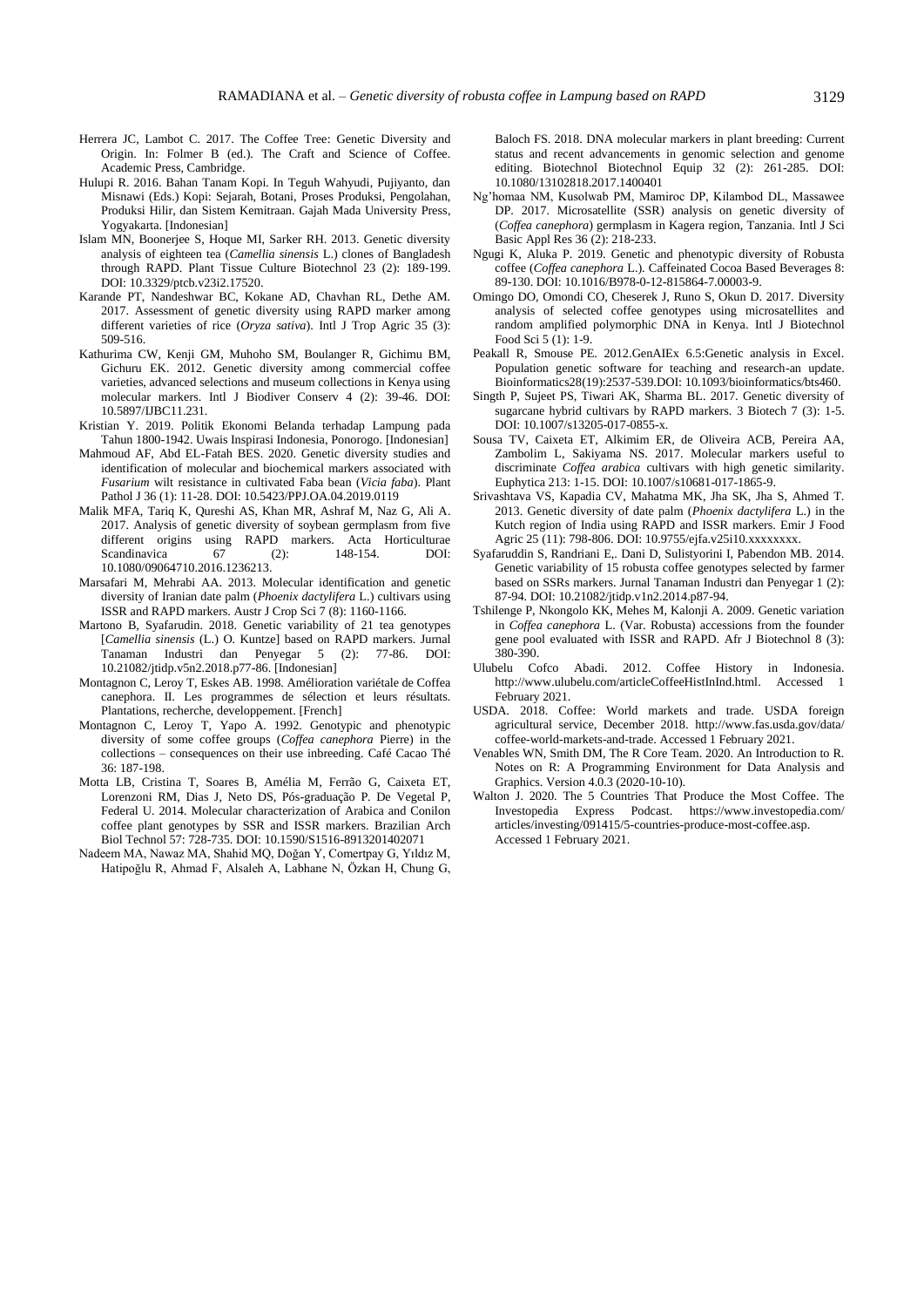Herrera JC, Lambot C. 2017. The Coffee Tree: Genetic Diversity and Origin. In: Folmer B (ed.). The Craft and Science of Coffee. Academic Press, Cambridge.

Hulupi R. 2016. Bahan Tanam Kopi. In Teguh Wahyudi, Pujiyanto, dan Misnawi (Eds.) Kopi: Sejarah, Botani, Proses Produksi, Pengolahan, Produksi Hilir, dan Sistem Kemitraan. Gajah Mada University Press, Yogyakarta. [Indonesian]

Islam MN, Boonerjee S, Hoque MI, Sarker RH. 2013. Genetic diversity analysis of eighteen tea (*Camellia sinensis* L.) clones of Bangladesh through RAPD. Plant Tissue Culture Biotechnol 23 (2): 189-199. DOI: 10.3329/ptcb.v23i2.17520.

Karande PT, Nandeshwar BC, Kokane AD, Chavhan RL, Dethe AM. 2017. Assessment of genetic diversity using RAPD marker among different varieties of rice (*Oryza sativa*). Intl J Trop Agric 35 (3): 509-516.

Kathurima CW, Kenji GM, Muhoho SM, Boulanger R, Gichimu BM, Gichuru EK. 2012. Genetic diversity among commercial coffee varieties, advanced selections and museum collections in Kenya using molecular markers. Intl J Biodiver Conserv 4 (2): 39-46. DOI: 10.5897/IJBC11.231.

Kristian Y. 2019. Politik Ekonomi Belanda terhadap Lampung pada Tahun 1800-1942. Uwais Inspirasi Indonesia, Ponorogo. [Indonesian]

Mahmoud AF, Abd EL-Fatah BES. 2020. Genetic diversity studies and identification of molecular and biochemical markers associated with *Fusarium* wilt resistance in cultivated Faba bean (*Vicia faba*). Plant Pathol J 36 (1): 11-28. DOI: 10.5423/PPJ.OA.04.2019.0119

Malik MFA, Tariq K, Qureshi AS, Khan MR, Ashraf M, Naz G, Ali A. 2017. Analysis of genetic diversity of soybean germplasm from five different origins using RAPD markers. Acta Horticulturae Scandinavica 67 (2): 148-154. DOI: 10.1080/09064710.2016.1236213.

Marsafari M, Mehrabi AA. 2013. Molecular identification and genetic diversity of Iranian date palm (*Phoenix dactylifera* L.) cultivars using ISSR and RAPD markers. Austr J Crop Sci 7 (8): 1160-1166.

Martono B, Syafarudin. 2018. Genetic variability of 21 tea genotypes [*Camellia sinensis* (L.) O. Kuntze] based on RAPD markers. Jurnal Tanaman Industri dan Penyegar 5 (2): 77-86. DOI: 10.21082/jtidp.v5n2.2018.p77-86. [Indonesian]

Montagnon C, Leroy T, Eskes AB. 1998. Amélioration variétale de Coffea canephora. II. Les programmes de sélection et leurs résultats. Plantations, recherche, developpement. [French]

Montagnon C, Leroy T, Yapo A. 1992. Genotypic and phenotypic diversity of some coffee groups (*Coffea canephora* Pierre) in the collections – consequences on their use inbreeding. Café Cacao Thé 36: 187-198.

Motta LB, Cristina T, Soares B, Amélia M, Ferrão G, Caixeta ET, Lorenzoni RM, Dias J, Neto DS, Pós-graduação P. De Vegetal P, Federal U. 2014. Molecular characterization of Arabica and Conilon coffee plant genotypes by SSR and ISSR markers. Brazilian Arch Biol Technol 57: 728-735. DOI: 10.1590/S1516-8913201402071

Nadeem MA, Nawaz MA, Shahid MQ, Doğan Y, Comertpay G, Yıldız M, Hatipoğlu R, Ahmad F, Alsaleh A, Labhane N, Özkan H, Chung G, Baloch FS. 2018. DNA molecular markers in plant breeding: Current status and recent advancements in genomic selection and genome editing. Biotechnol Biotechnol Equip 32 (2): 261-285. DOI: 10.1080/13102818.2017.1400401

Ng'homaa NM, Kusolwab PM, Mamiroc DP, Kilambod DL, Massawee DP. 2017. Microsatellite (SSR) analysis on genetic diversity of (*Coffea canephora*) germplasm in Kagera region, Tanzania. Intl J Sci Basic Appl Res 36 (2): 218-233.

Ngugi K, Aluka P. 2019. Genetic and phenotypic diversity of Robusta coffee (*Coffea canephora* L.). Caffeinated Cocoa Based Beverages 8: 89-130. DOI: 10.1016/B978-0-12-815864-7.00003-9.

Omingo DO, Omondi CO, Cheserek J, Runo S, Okun D. 2017. Diversity analysis of selected coffee genotypes using microsatellites and random amplified polymorphic DNA in Kenya. Intl J Biotechnol Food Sci 5 (1): 1-9.

Peakall R, Smouse PE. 2012.GenAlEx 6.5:Genetic analysis in Excel. Population genetic software for teaching and research-an update. Bioinformatics28(19):2537-539.DOI: 10.1093/bioinformatics/bts460.

Singth P, Sujeet PS, Tiwari AK, Sharma BL. 2017. Genetic diversity of sugarcane hybrid cultivars by RAPD markers. 3 Biotech 7 (3): 1-5. DOI: 10.1007/s13205-017-0855-x.

Sousa TV, Caixeta ET, Alkimim ER, de Oliveira ACB, Pereira AA, Zambolim L, Sakiyama NS. 2017. Molecular markers useful to discriminate *Coffea arabica* cultivars with high genetic similarity. Euphytica 213: 1-15. DOI: 10.1007/s10681-017-1865-9.

Srivashtava VS, Kapadia CV, Mahatma MK, Jha SK, Jha S, Ahmed T. 2013. Genetic diversity of date palm (*Phoenix dactylifera* L.) in the Kutch region of India using RAPD and ISSR markers. Emir J Food Agric 25 (11): 798-806. DOI: 10.9755/ejfa.v25i10.xxxxxxxx.

Syafaruddin S, Randriani E,. Dani D, Sulistyorini I, Pabendon MB. 2014. Genetic variability of 15 robusta coffee genotypes selected by farmer based on SSRs markers. Jurnal Tanaman Industri dan Penyegar 1 (2): 87-94. DOI: 10.21082/jtidp.v1n2.2014.p87-94.

Tshilenge P, Nkongolo KK, Mehes M, Kalonji A. 2009. Genetic variation in *Coffea canephora* L. (Var. Robusta) accessions from the founder gene pool evaluated with ISSR and RAPD. Afr J Biotechnol 8 (3): 380-390.

Ulubelu Cofco Abadi. 2012. Coffee History in Indonesia. http://www.ulubelu.com/articleCoffeeHistInInd.html. Accessed 1 February 2021.

USDA. 2018. Coffee: World markets and trade. USDA foreign agricultural service, December 2018. http://www.fas.usda.gov/data/coffee-world-markets-and-trade. Accessed 1 February 2021.

Venables WN, Smith DM, The R Core Team. 2020. An Introduction to R. Notes on R: A Programming Environment for Data Analysis and Graphics. Version 4.0.3 (2020-10-10).

Walton J. 2020. The 5 Countries That Produce the Most Coffee. The Investopedia Express Podcast. https://www.investopedia.com/articles/investing/091415/5-countries-produce-most-coffee.asp. Accessed 1 February 2021.